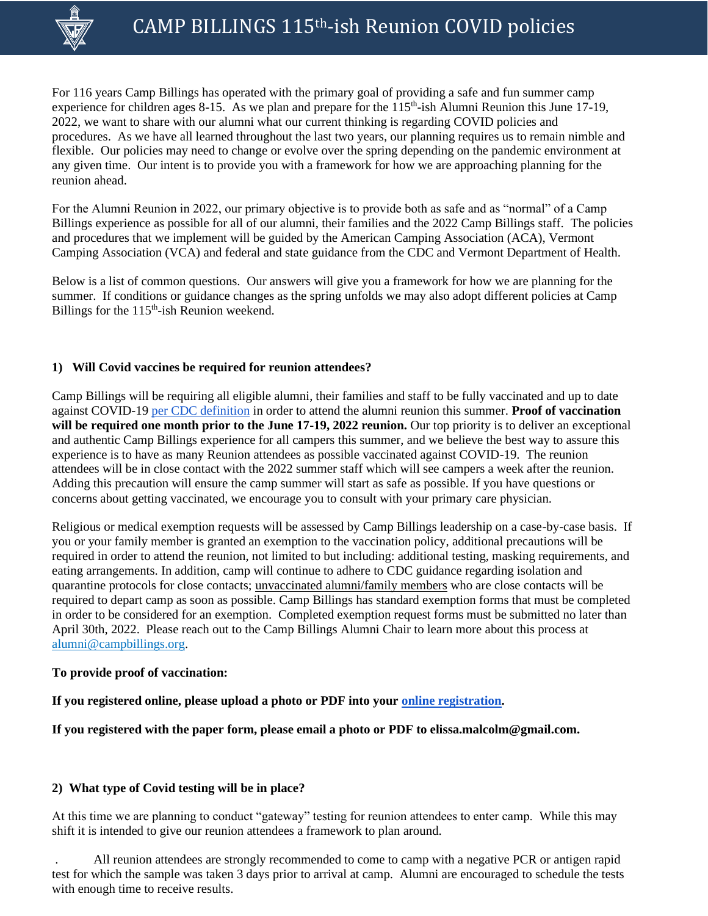# CAMP BILLINGS 115th-ish Reunion COVID policies

For 116 years Camp Billings has operated with the primary goal of providing a safe and fun summer camp experience for children ages 8-15. As we plan and prepare for the 115th-ish Alumni Reunion this June 17-19, 2022, we want to share with our alumni what our current thinking is regarding COVID policies and procedures. As we have all learned throughout the last two years, our planning requires us to remain nimble and flexible. Our policies may need to change or evolve over the spring depending on the pandemic environment at any given time. Our intent is to provide you with a framework for how we are approaching planning for the reunion ahead.

For the Alumni Reunion in 2022, our primary objective is to provide both as safe and as "normal" of a Camp Billings experience as possible for all of our alumni, their families and the 2022 Camp Billings staff. The policies and procedures that we implement will be guided by the American Camping Association (ACA), Vermont Camping Association (VCA) and federal and state guidance from the CDC and Vermont Department of Health.

Below is a list of common questions. Our answers will give you a framework for how we are planning for the summer. If conditions or guidance changes as the spring unfolds we may also adopt different policies at Camp Billings for the 115th-ish Reunion weekend.

### 1) Will Covid vaccines be required for reunion attendees?

Camp Billings will be requiring all eligible alumni, their families and staff to be fully vaccinated and up to date against COVID-19 per CDC definition in order to attend the alumni reunion this summer. **Proof of vaccination will be required one month prior to the June 17-19, 2022 reunion.** Our top priority is to deliver an exceptional and authentic Camp Billings experience for all campers this summer, and we believe the best way to assure this experience is to have as many Reunion attendees as possible vaccinated against COVID-19. The reunion attendees will be in close contact with the 2022 summer staff which will see campers a week after the reunion. Adding this precaution will ensure the camp summer will start as safe as possible. If you have questions or concerns about getting vaccinated, we encourage you to consult with your primary care physician.

Religious or medical exemption requests will be assessed by Camp Billings leadership on a case-by-case basis. If you or your family member is granted an exemption to the vaccination policy, additional precautions will be required in order to attend the reunion, not limited to but including: additional testing, masking requirements, and eating arrangements. In addition, camp will continue to adhere to CDC guidance regarding isolation and quarantine protocols for close contacts; unvaccinated alumni/family members who are close contacts will be required to depart camp as soon as possible. Camp Billings has standard exemption forms that must be completed in order to be considered for an exemption. Completed exemption request forms must be submitted no later than April 30th, 2022. Please reach out to the Camp Billings Alumni Chair to learn more about this process at alumni@campbillings.org.

**To provide proof of vaccination:**

**If you registered online, please upload a photo or PDF into your online registration.**

**If you registered with the paper form, please email a photo or PDF to elissa.malcolm@gmail.com.**

### 2) What type of Covid testing will be in place?

At this time we are planning to conduct "gateway" testing for reunion attendees to enter camp. While this may shift it is intended to give our reunion attendees a framework to plan around.

- All reunion attendees are strongly recommended to come to camp with a negative PCR or antigen rapid test for which the sample was taken 3 days prior to arrival at camp. Alumni are encouraged to schedule the tests with enough time to receive results.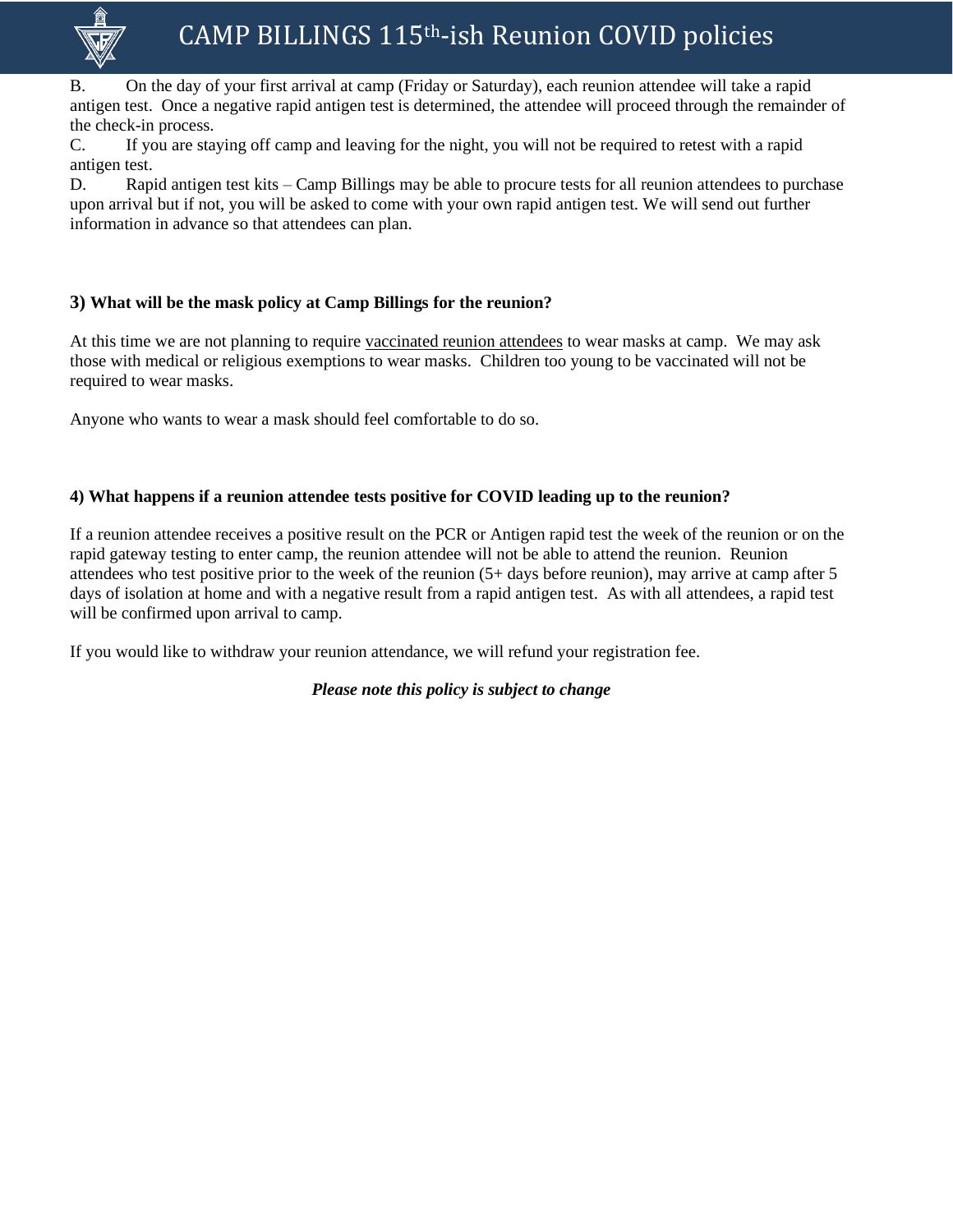B. On the day of your first arrival at camp (Friday or Saturday), each reunion attendee will take a rapid antigen test. Once a negative rapid antigen test is determined, the attendee will proceed through the remainder of the check-in process.

C. If you are staying off camp and leaving for the night, you will not be required to retest with a rapid antigen test.

D. Rapid antigen test kits – Camp Billings may be able to procure tests for all reunion attendees to purchase upon arrival but if not, you will be asked to come with your own rapid antigen test. We will send out further information in advance so that attendees can plan.

### 3) What will be the mask policy at Camp Billings for the reunion?

At this time we are not planning to require vaccinated reunion attendees to wear masks at camp. We may ask those with medical or religious exemptions to wear masks. Children too young to be vaccinated will not be required to wear masks.

Anyone who wants to wear a mask should feel comfortable to do so.

### 4) What happens if a reunion attendee tests positive for COVID leading up to the reunion?

If a reunion attendee receives a positive result on the PCR or Antigen rapid test the week of the reunion or on the rapid gateway testing to enter camp, the reunion attendee will not be able to attend the reunion. Reunion attendees who test positive prior to the week of the reunion (5+ days before reunion), may arrive at camp after 5 days of isolation at home and with a negative result from a rapid antigen test. As with all attendees, a rapid test will be confirmed upon arrival to camp.

If you would like to withdraw your reunion attendance, we will refund your registration fee.

***Please note this policy is subject to change***